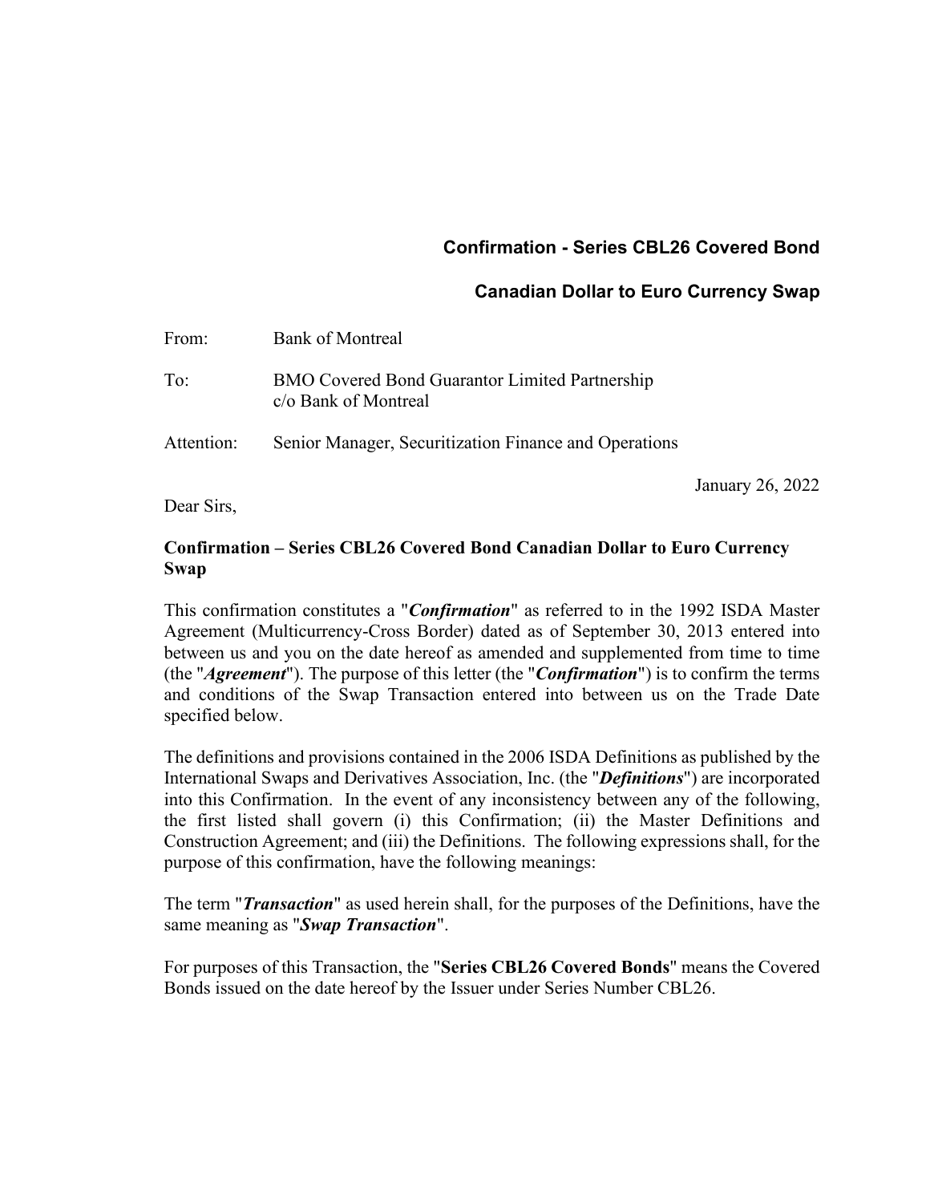**Confirmation - Series CBL26 Covered Bond**

**Canadian Dollar to Euro Currency Swap**

From: Bank of Montreal

To: BMO Covered Bond Guarantor Limited Partnership
c/o Bank of Montreal

Attention: Senior Manager, Securitization Finance and Operations

January 26, 2022

Dear Sirs,

**Confirmation – Series CBL26 Covered Bond Canadian Dollar to Euro Currency Swap**

This confirmation constitutes a "***Confirmation***" as referred to in the 1992 ISDA Master Agreement (Multicurrency-Cross Border) dated as of September 30, 2013 entered into between us and you on the date hereof as amended and supplemented from time to time (the "***Agreement***"). The purpose of this letter (the "***Confirmation***") is to confirm the terms and conditions of the Swap Transaction entered into between us on the Trade Date specified below.

The definitions and provisions contained in the 2006 ISDA Definitions as published by the International Swaps and Derivatives Association, Inc. (the "***Definitions***") are incorporated into this Confirmation. In the event of any inconsistency between any of the following, the first listed shall govern (i) this Confirmation; (ii) the Master Definitions and Construction Agreement; and (iii) the Definitions. The following expressions shall, for the purpose of this confirmation, have the following meanings:

The term "***Transaction***" as used herein shall, for the purposes of the Definitions, have the same meaning as "***Swap Transaction***".

For purposes of this Transaction, the "**Series CBL26 Covered Bonds**" means the Covered Bonds issued on the date hereof by the Issuer under Series Number CBL26.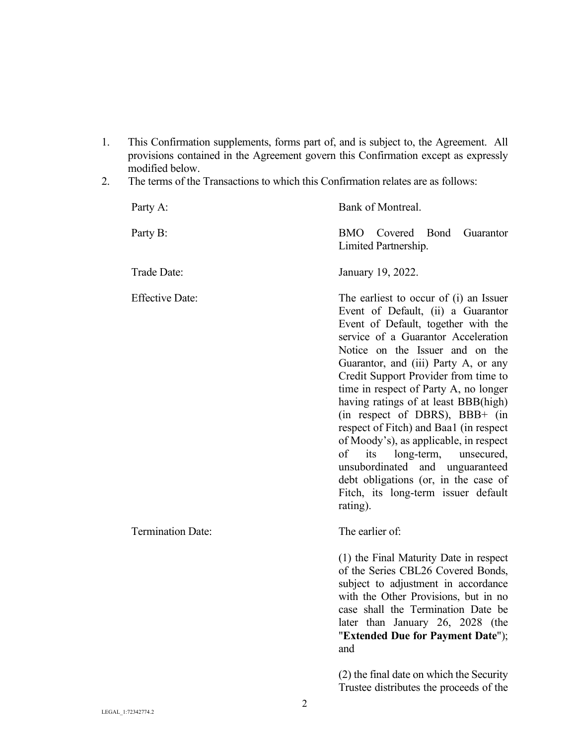1. This Confirmation supplements, forms part of, and is subject to, the Agreement. All provisions contained in the Agreement govern this Confirmation except as expressly modified below.
2. The terms of the Transactions to which this Confirmation relates are as follows:

| | |
|---|---|
| Party A: | Bank of Montreal. |
| Party B: | BMO Covered Bond Guarantor Limited Partnership. |
| Trade Date: | January 19, 2022. |
| Effective Date: | The earliest to occur of (i) an Issuer Event of Default, (ii) a Guarantor Event of Default, together with the service of a Guarantor Acceleration Notice on the Issuer and on the Guarantor, and (iii) Party A, or any Credit Support Provider from time to time in respect of Party A, no longer having ratings of at least BBB(high) (in respect of DBRS), BBB+ (in respect of Fitch) and Baa1 (in respect of Moody's), as applicable, in respect of its long-term, unsecured, unsubordinated and unguaranteed debt obligations (or, in the case of Fitch, its long-term issuer default rating). |
| Termination Date: | The earlier of:<br><br>(1) the Final Maturity Date in respect of the Series CBL26 Covered Bonds, subject to adjustment in accordance with the Other Provisions, but in no case shall the Termination Date be later than January 26, 2028 (the "**Extended Due for Payment Date**"); and<br><br>(2) the final date on which the Security Trustee distributes the proceeds of the |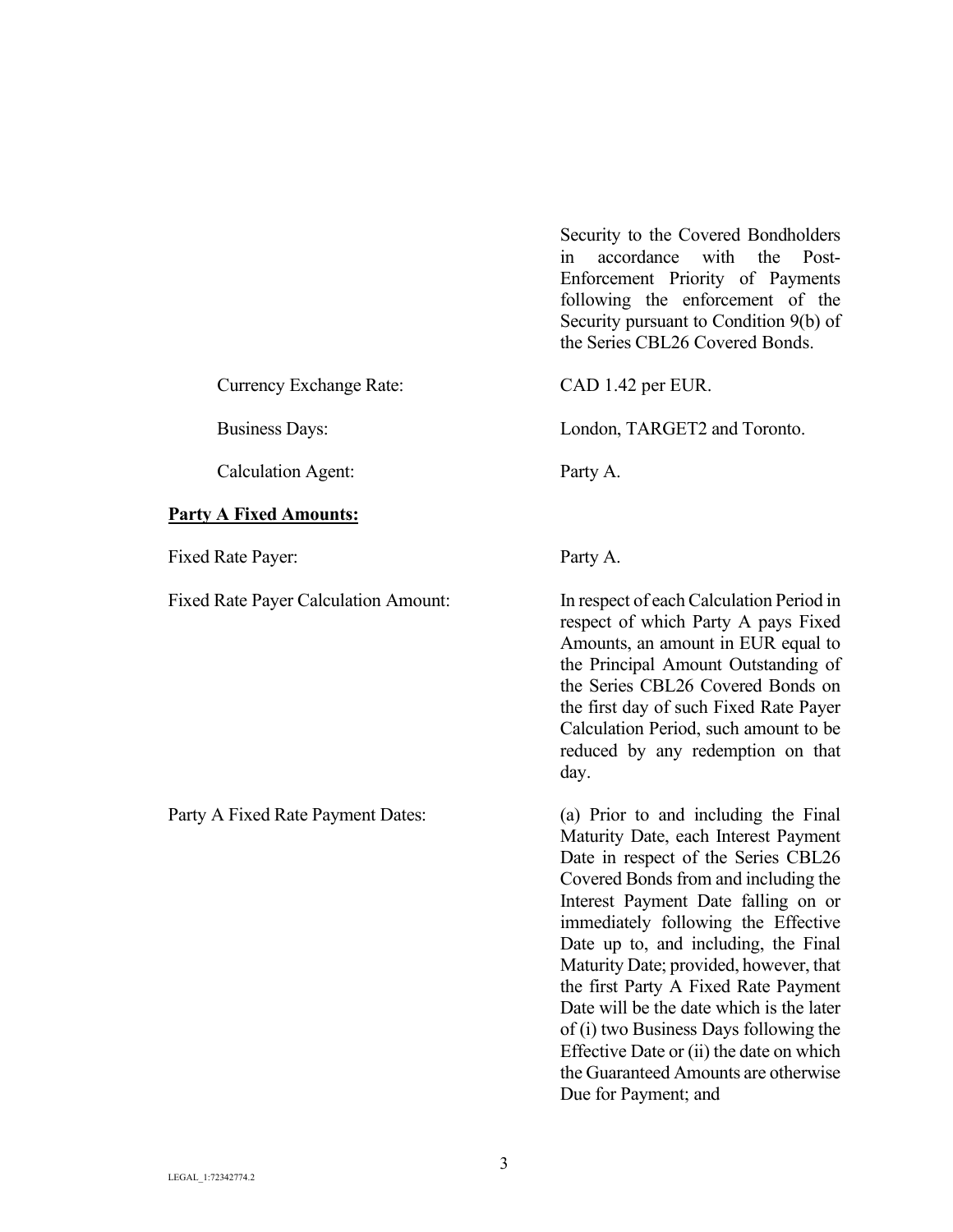Security to the Covered Bondholders in accordance with the Post-Enforcement Priority of Payments following the enforcement of the Security pursuant to Condition 9(b) of the Series CBL26 Covered Bonds.

| | |
|---|---|
| Currency Exchange Rate: | CAD 1.42 per EUR. |
| Business Days: | London, TARGET2 and Toronto. |
| Calculation Agent: | Party A. |

**Party A Fixed Amounts:**

| | |
|---|---|
| Fixed Rate Payer: | Party A. |
| Fixed Rate Payer Calculation Amount: | In respect of each Calculation Period in respect of which Party A pays Fixed Amounts, an amount in EUR equal to the Principal Amount Outstanding of the Series CBL26 Covered Bonds on the first day of such Fixed Rate Payer Calculation Period, such amount to be reduced by any redemption on that day. |
| Party A Fixed Rate Payment Dates: | (a) Prior to and including the Final Maturity Date, each Interest Payment Date in respect of the Series CBL26 Covered Bonds from and including the Interest Payment Date falling on or immediately following the Effective Date up to, and including, the Final Maturity Date; provided, however, that the first Party A Fixed Rate Payment Date will be the date which is the later of (i) two Business Days following the Effective Date or (ii) the date on which the Guaranteed Amounts are otherwise Due for Payment; and |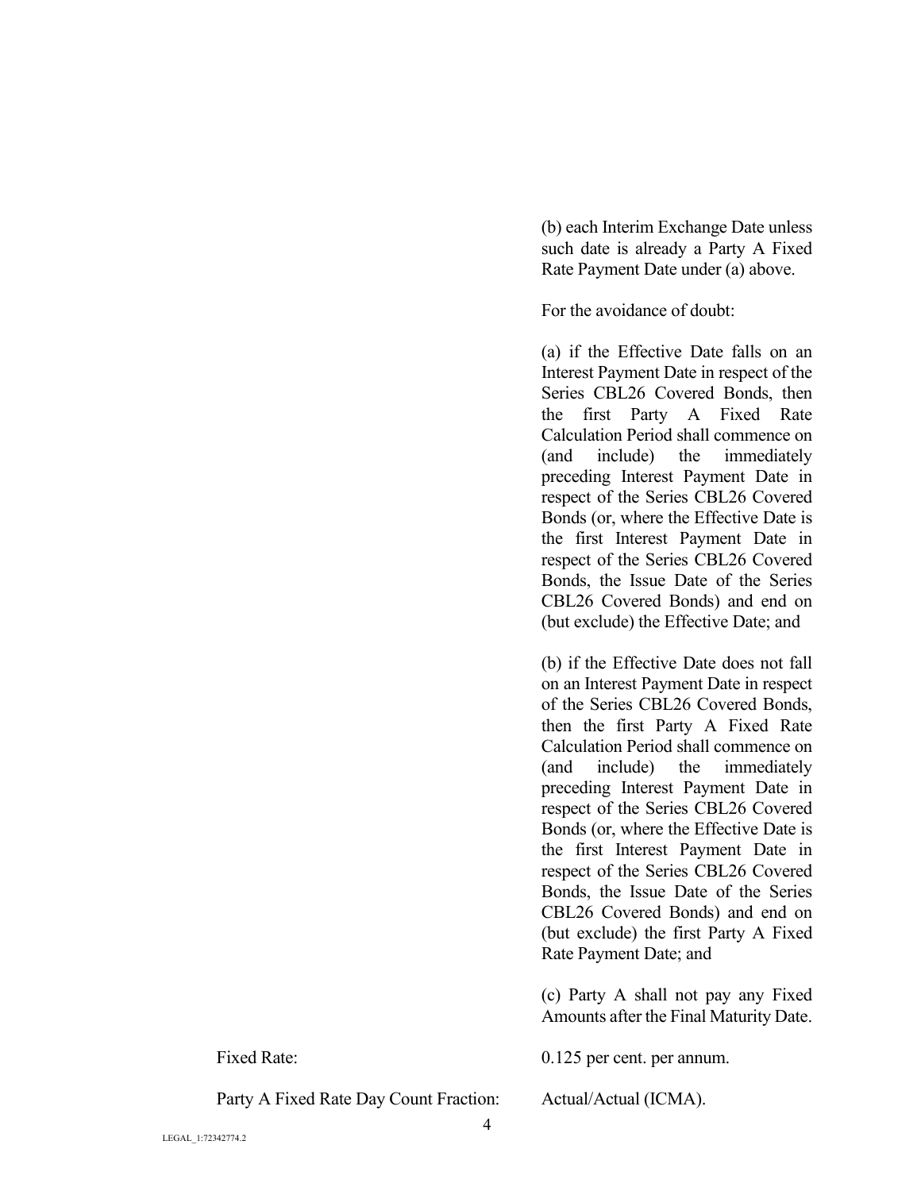(b) each Interim Exchange Date unless such date is already a Party A Fixed Rate Payment Date under (a) above.

For the avoidance of doubt:

(a) if the Effective Date falls on an Interest Payment Date in respect of the Series CBL26 Covered Bonds, then the first Party A Fixed Rate Calculation Period shall commence on (and include) the immediately preceding Interest Payment Date in respect of the Series CBL26 Covered Bonds (or, where the Effective Date is the first Interest Payment Date in respect of the Series CBL26 Covered Bonds, the Issue Date of the Series CBL26 Covered Bonds) and end on (but exclude) the Effective Date; and

(b) if the Effective Date does not fall on an Interest Payment Date in respect of the Series CBL26 Covered Bonds, then the first Party A Fixed Rate Calculation Period shall commence on (and include) the immediately preceding Interest Payment Date in respect of the Series CBL26 Covered Bonds (or, where the Effective Date is the first Interest Payment Date in respect of the Series CBL26 Covered Bonds, the Issue Date of the Series CBL26 Covered Bonds) and end on (but exclude) the first Party A Fixed Rate Payment Date; and

(c) Party A shall not pay any Fixed Amounts after the Final Maturity Date.

| | |
|---|---|
| Fixed Rate: | 0.125 per cent. per annum. |
| Party A Fixed Rate Day Count Fraction: | Actual/Actual (ICMA). |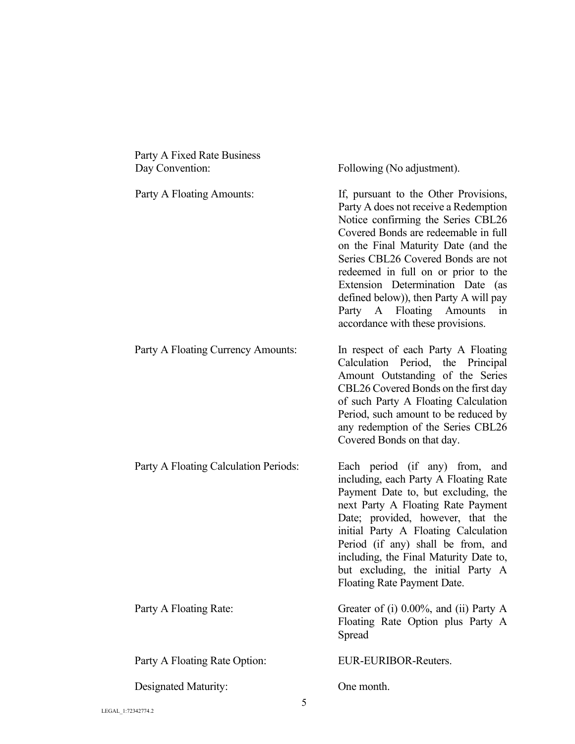| | |
|---|---|
| Party A Fixed Rate Business Day Convention: | Following (No adjustment). |
| Party A Floating Amounts: | If, pursuant to the Other Provisions, Party A does not receive a Redemption Notice confirming the Series CBL26 Covered Bonds are redeemable in full on the Final Maturity Date (and the Series CBL26 Covered Bonds are not redeemed in full on or prior to the Extension Determination Date (as defined below)), then Party A will pay Party A Floating Amounts in accordance with these provisions. |
| Party A Floating Currency Amounts: | In respect of each Party A Floating Calculation Period, the Principal Amount Outstanding of the Series CBL26 Covered Bonds on the first day of such Party A Floating Calculation Period, such amount to be reduced by any redemption of the Series CBL26 Covered Bonds on that day. |
| Party A Floating Calculation Periods: | Each period (if any) from, and including, each Party A Floating Rate Payment Date to, but excluding, the next Party A Floating Rate Payment Date; provided, however, that the initial Party A Floating Calculation Period (if any) shall be from, and including, the Final Maturity Date to, but excluding, the initial Party A Floating Rate Payment Date. |
| Party A Floating Rate: | Greater of (i) 0.00%, and (ii) Party A Floating Rate Option plus Party A Spread |
| Party A Floating Rate Option: | EUR-EURIBOR-Reuters. |
| Designated Maturity: | One month. |

LEGAL_1:72342774.2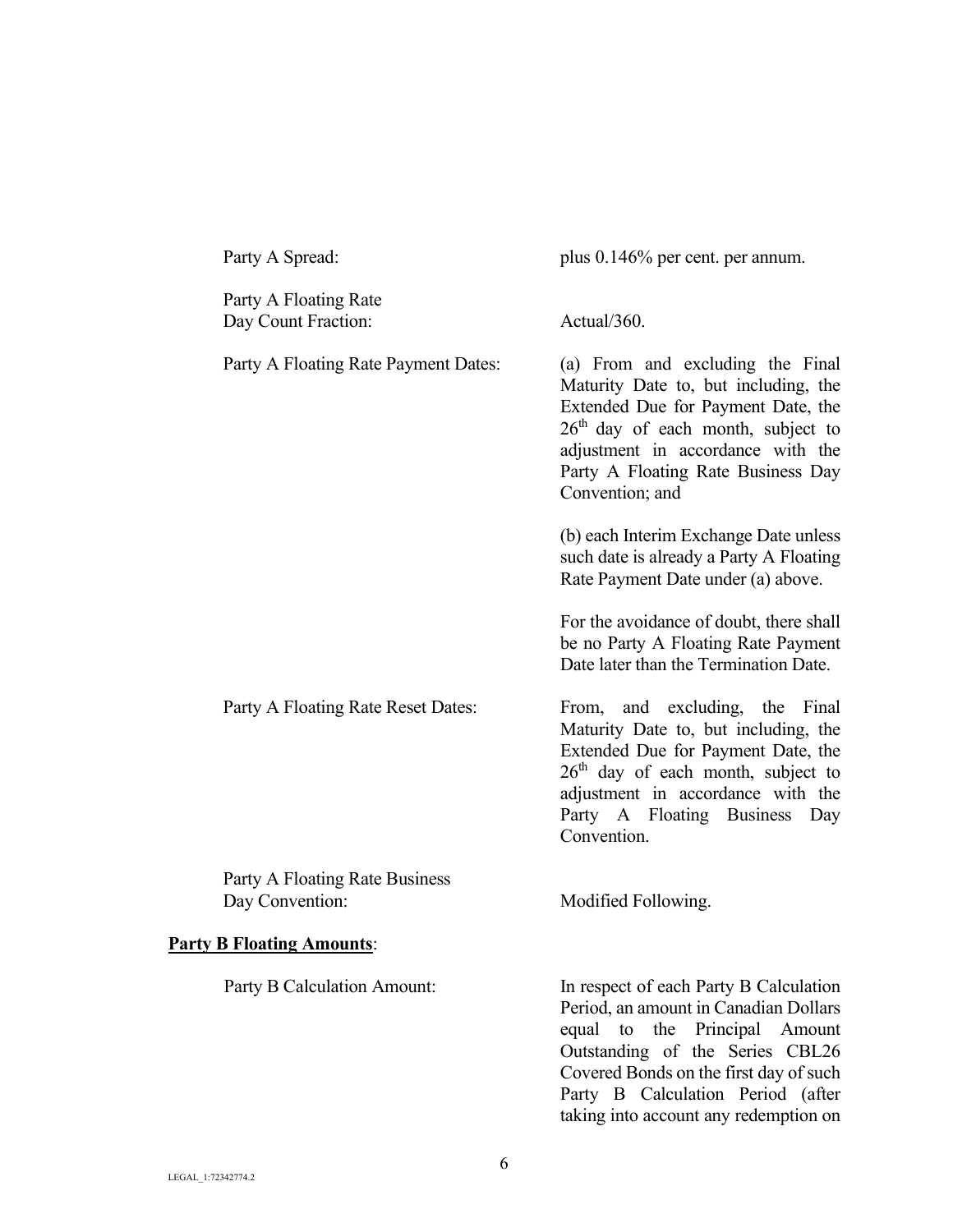| | |
|---|---|
| Party A Spread: | plus 0.146% per cent. per annum. |
| Party A Floating Rate Day Count Fraction: | Actual/360. |
| Party A Floating Rate Payment Dates: | (a) From and excluding the Final Maturity Date to, but including, the Extended Due for Payment Date, the 26th day of each month, subject to adjustment in accordance with the Party A Floating Rate Business Day Convention; and<br><br>(b) each Interim Exchange Date unless such date is already a Party A Floating Rate Payment Date under (a) above.<br><br>For the avoidance of doubt, there shall be no Party A Floating Rate Payment Date later than the Termination Date. |
| Party A Floating Rate Reset Dates: | From, and excluding, the Final Maturity Date to, but including, the Extended Due for Payment Date, the 26th day of each month, subject to adjustment in accordance with the Party A Floating Business Day Convention. |
| Party A Floating Rate Business Day Convention: | Modified Following. |

**Party B Floating Amounts**:

| | |
|---|---|
| Party B Calculation Amount: | In respect of each Party B Calculation Period, an amount in Canadian Dollars equal to the Principal Amount Outstanding of the Series CBL26 Covered Bonds on the first day of such Party B Calculation Period (after taking into account any redemption on |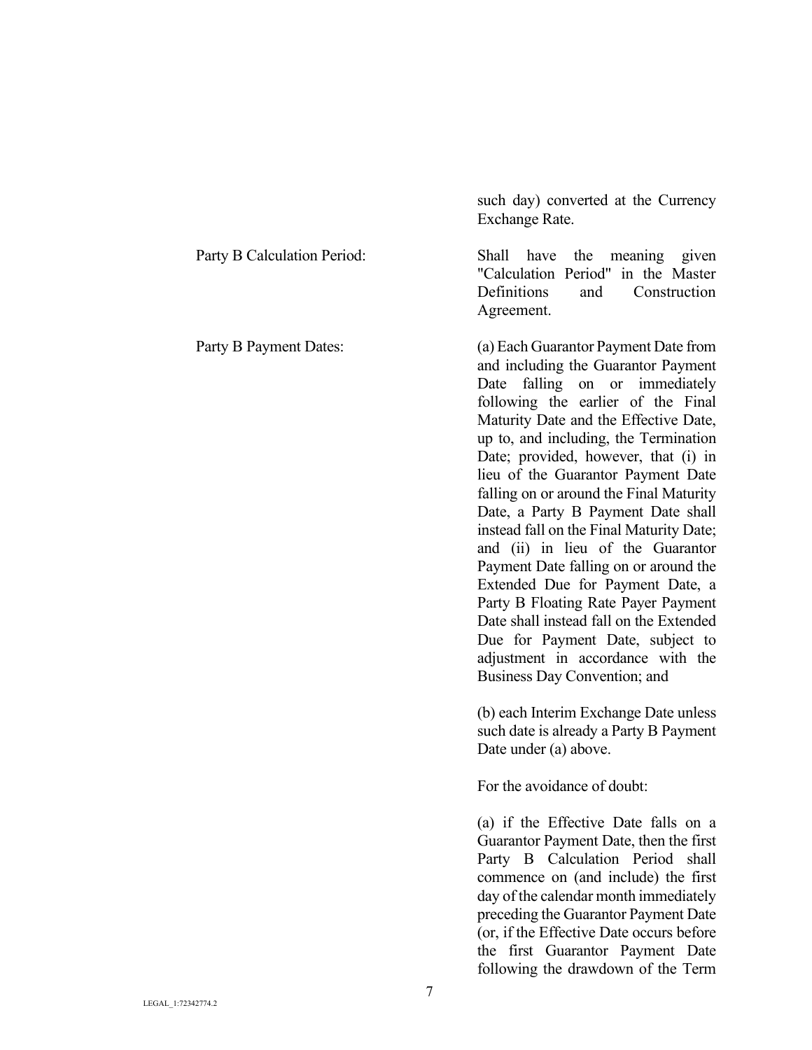such day) converted at the Currency Exchange Rate.

| | |
|---|---|
| Party B Calculation Period: | Shall have the meaning given "Calculation Period" in the Master Definitions and Construction Agreement. |
| Party B Payment Dates: | (a) Each Guarantor Payment Date from and including the Guarantor Payment Date falling on or immediately following the earlier of the Final Maturity Date and the Effective Date, up to, and including, the Termination Date; provided, however, that (i) in lieu of the Guarantor Payment Date falling on or around the Final Maturity Date, a Party B Payment Date shall instead fall on the Final Maturity Date; and (ii) in lieu of the Guarantor Payment Date falling on or around the Extended Due for Payment Date, a Party B Floating Rate Payer Payment Date shall instead fall on the Extended Due for Payment Date, subject to adjustment in accordance with the Business Day Convention; and<br><br>(b) each Interim Exchange Date unless such date is already a Party B Payment Date under (a) above.<br><br>For the avoidance of doubt:<br><br>(a) if the Effective Date falls on a Guarantor Payment Date, then the first Party B Calculation Period shall commence on (and include) the first day of the calendar month immediately preceding the Guarantor Payment Date (or, if the Effective Date occurs before the first Guarantor Payment Date following the drawdown of the Term |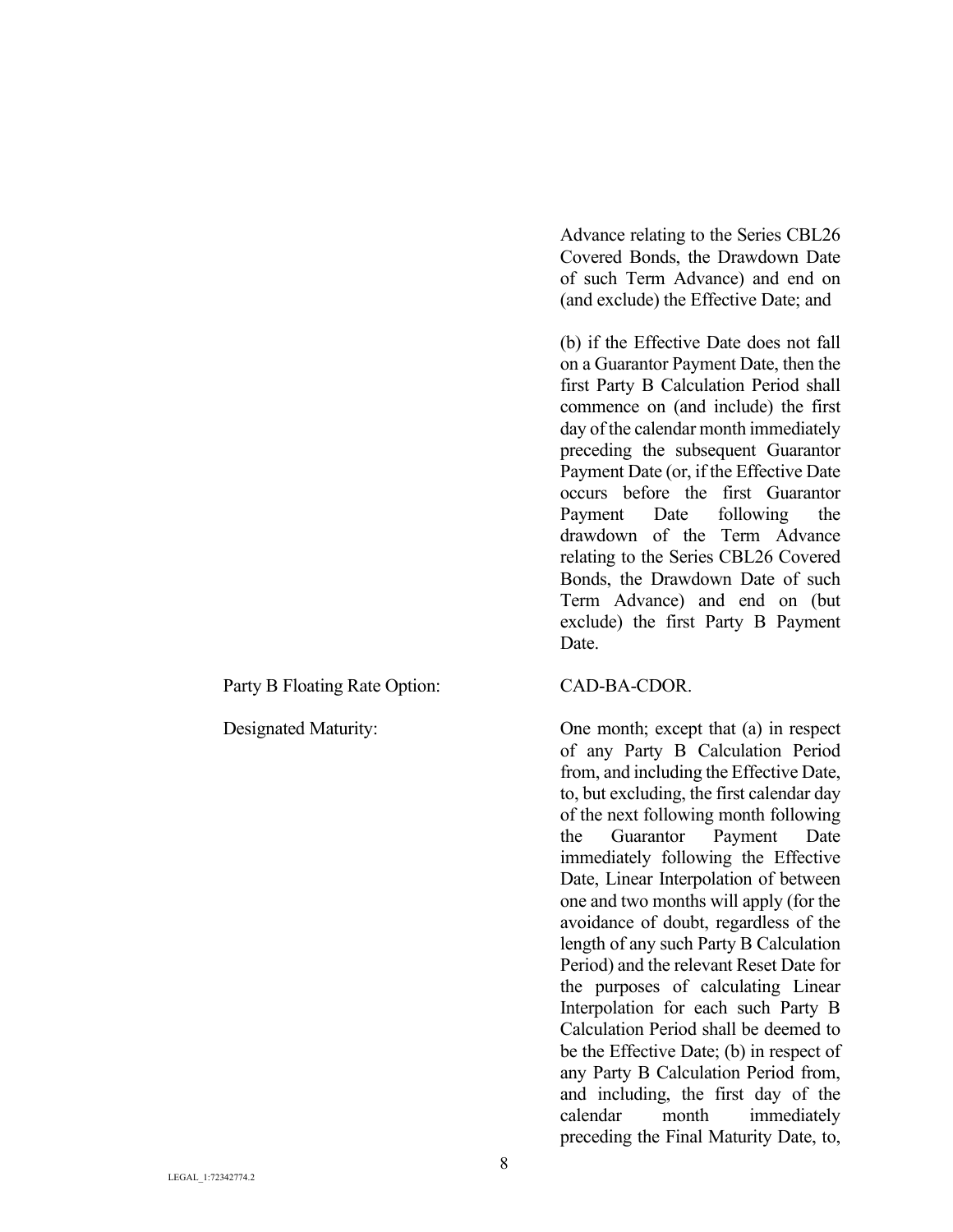Advance relating to the Series CBL26 Covered Bonds, the Drawdown Date of such Term Advance) and end on (and exclude) the Effective Date; and

(b) if the Effective Date does not fall on a Guarantor Payment Date, then the first Party B Calculation Period shall commence on (and include) the first day of the calendar month immediately preceding the subsequent Guarantor Payment Date (or, if the Effective Date occurs before the first Guarantor Payment Date following the drawdown of the Term Advance relating to the Series CBL26 Covered Bonds, the Drawdown Date of such Term Advance) and end on (but exclude) the first Party B Payment Date.

| | |
|---|---|
| Party B Floating Rate Option: | CAD-BA-CDOR. |
| Designated Maturity: | One month; except that (a) in respect of any Party B Calculation Period from, and including the Effective Date, to, but excluding, the first calendar day of the next following month following the Guarantor Payment Date immediately following the Effective Date, Linear Interpolation of between one and two months will apply (for the avoidance of doubt, regardless of the length of any such Party B Calculation Period) and the relevant Reset Date for the purposes of calculating Linear Interpolation for each such Party B Calculation Period shall be deemed to be the Effective Date; (b) in respect of any Party B Calculation Period from, and including, the first day of the calendar month immediately preceding the Final Maturity Date, to, |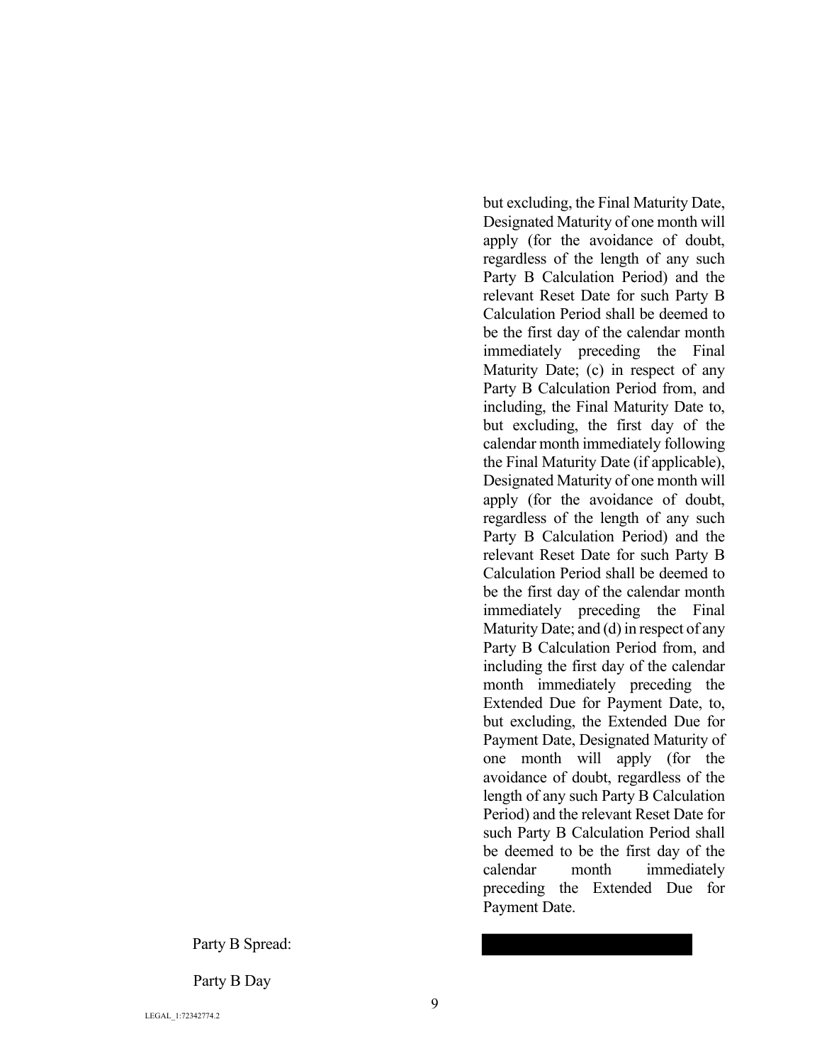| | |
|---|---|
| | but excluding, the Final Maturity Date, Designated Maturity of one month will apply (for the avoidance of doubt, regardless of the length of any such Party B Calculation Period) and the relevant Reset Date for such Party B Calculation Period shall be deemed to be the first day of the calendar month immediately preceding the Final Maturity Date; (c) in respect of any Party B Calculation Period from, and including, the Final Maturity Date to, but excluding, the first day of the calendar month immediately following the Final Maturity Date (if applicable), Designated Maturity of one month will apply (for the avoidance of doubt, regardless of the length of any such Party B Calculation Period) and the relevant Reset Date for such Party B Calculation Period shall be deemed to be the first day of the calendar month immediately preceding the Final Maturity Date; and (d) in respect of any Party B Calculation Period from, and including the first day of the calendar month immediately preceding the Extended Due for Payment Date, to, but excluding, the Extended Due for Payment Date, Designated Maturity of one month will apply (for the avoidance of doubt, regardless of the length of any such Party B Calculation Period) and the relevant Reset Date for such Party B Calculation Period shall be deemed to be the first day of the calendar month immediately preceding the Extended Due for Payment Date. |
| Party B Spread: | [REDACTED] |
| Party B Day | |

LEGAL_1:72342774.2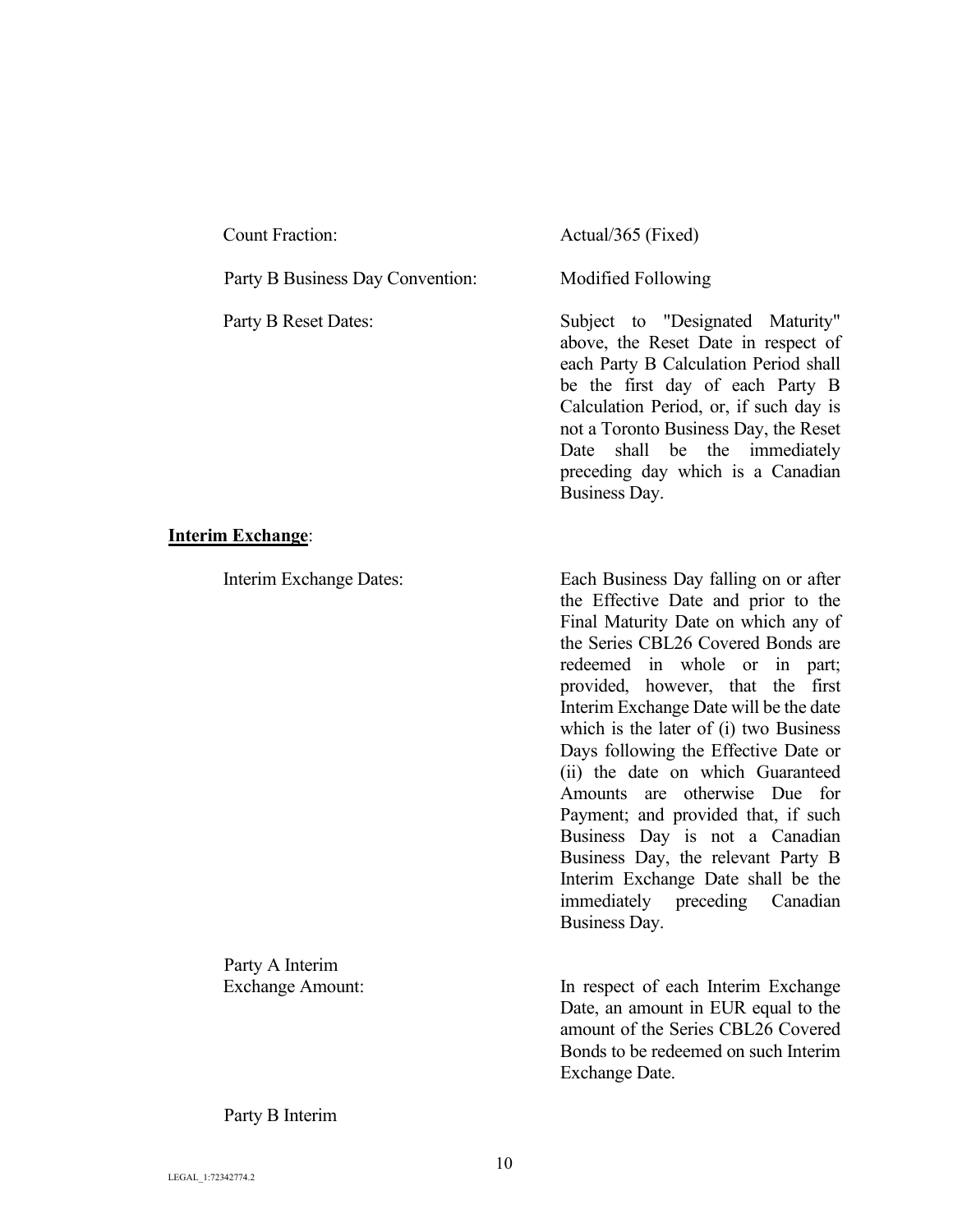| | |
|---|---|
| Count Fraction: | Actual/365 (Fixed) |
| Party B Business Day Convention: | Modified Following |
| Party B Reset Dates: | Subject to "Designated Maturity" above, the Reset Date in respect of each Party B Calculation Period shall be the first day of each Party B Calculation Period, or, if such day is not a Toronto Business Day, the Reset Date shall be the immediately preceding day which is a Canadian Business Day. |

**<u>Interim Exchange</u>**:

| | |
|---|---|
| Interim Exchange Dates: | Each Business Day falling on or after the Effective Date and prior to the Final Maturity Date on which any of the Series CBL26 Covered Bonds are redeemed in whole or in part; provided, however, that the first Interim Exchange Date will be the date which is the later of (i) two Business Days following the Effective Date or (ii) the date on which Guaranteed Amounts are otherwise Due for Payment; and provided that, if such Business Day is not a Canadian Business Day, the relevant Party B Interim Exchange Date shall be the immediately preceding Canadian Business Day. |
| Party A Interim Exchange Amount: | In respect of each Interim Exchange Date, an amount in EUR equal to the amount of the Series CBL26 Covered Bonds to be redeemed on such Interim Exchange Date. |

Party B Interim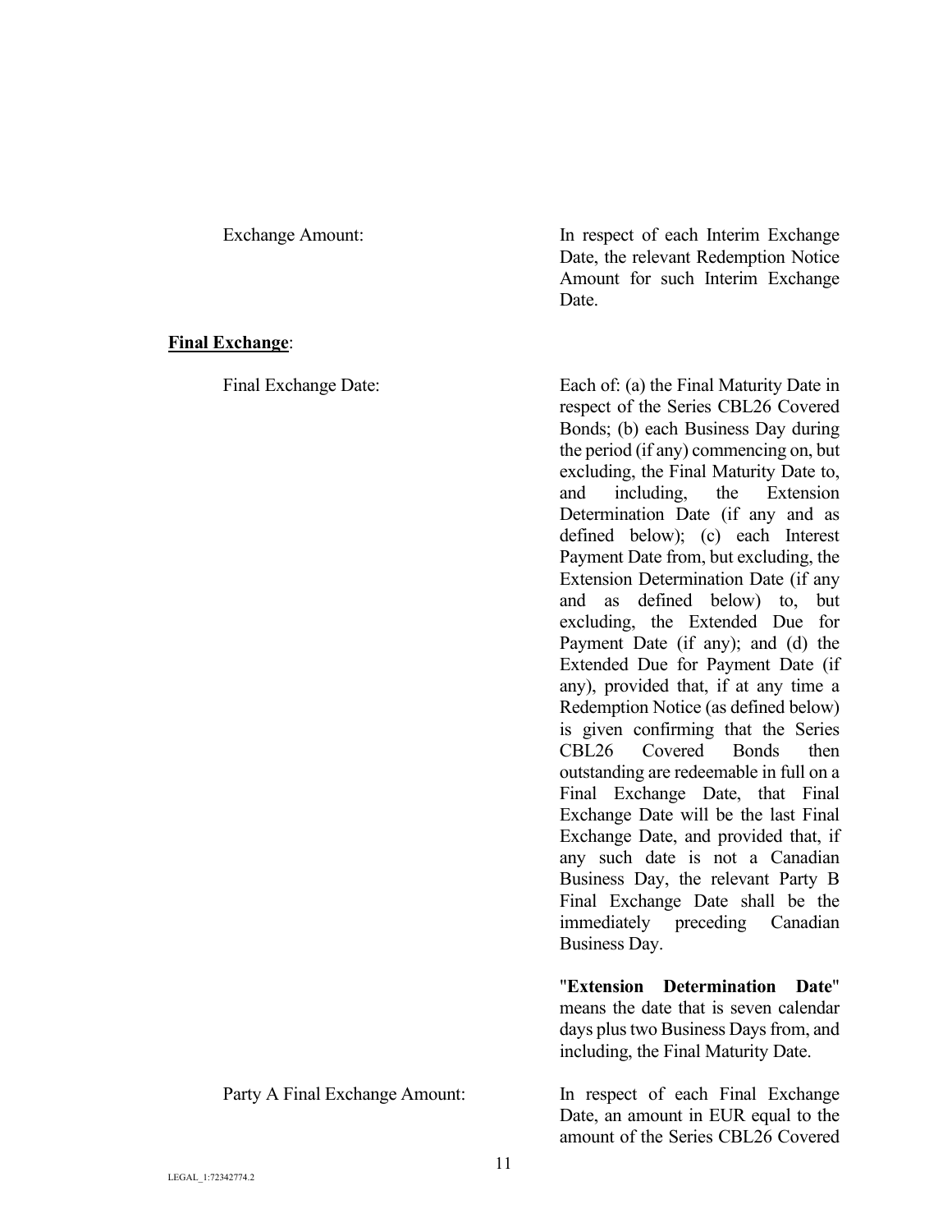Exchange Amount: In respect of each Interim Exchange Date, the relevant Redemption Notice Amount for such Interim Exchange Date.

**Final Exchange**:

Final Exchange Date: Each of: (a) the Final Maturity Date in respect of the Series CBL26 Covered Bonds; (b) each Business Day during the period (if any) commencing on, but excluding, the Final Maturity Date to, and including, the Extension Determination Date (if any and as defined below); (c) each Interest Payment Date from, but excluding, the Extension Determination Date (if any and as defined below) to, but excluding, the Extended Due for Payment Date (if any); and (d) the Extended Due for Payment Date (if any), provided that, if at any time a Redemption Notice (as defined below) is given confirming that the Series CBL26 Covered Bonds then outstanding are redeemable in full on a Final Exchange Date, that Final Exchange Date will be the last Final Exchange Date, and provided that, if any such date is not a Canadian Business Day, the relevant Party B Final Exchange Date shall be the immediately preceding Canadian Business Day.

"**Extension Determination Date**" means the date that is seven calendar days plus two Business Days from, and including, the Final Maturity Date.

Party A Final Exchange Amount: In respect of each Final Exchange Date, an amount in EUR equal to the amount of the Series CBL26 Covered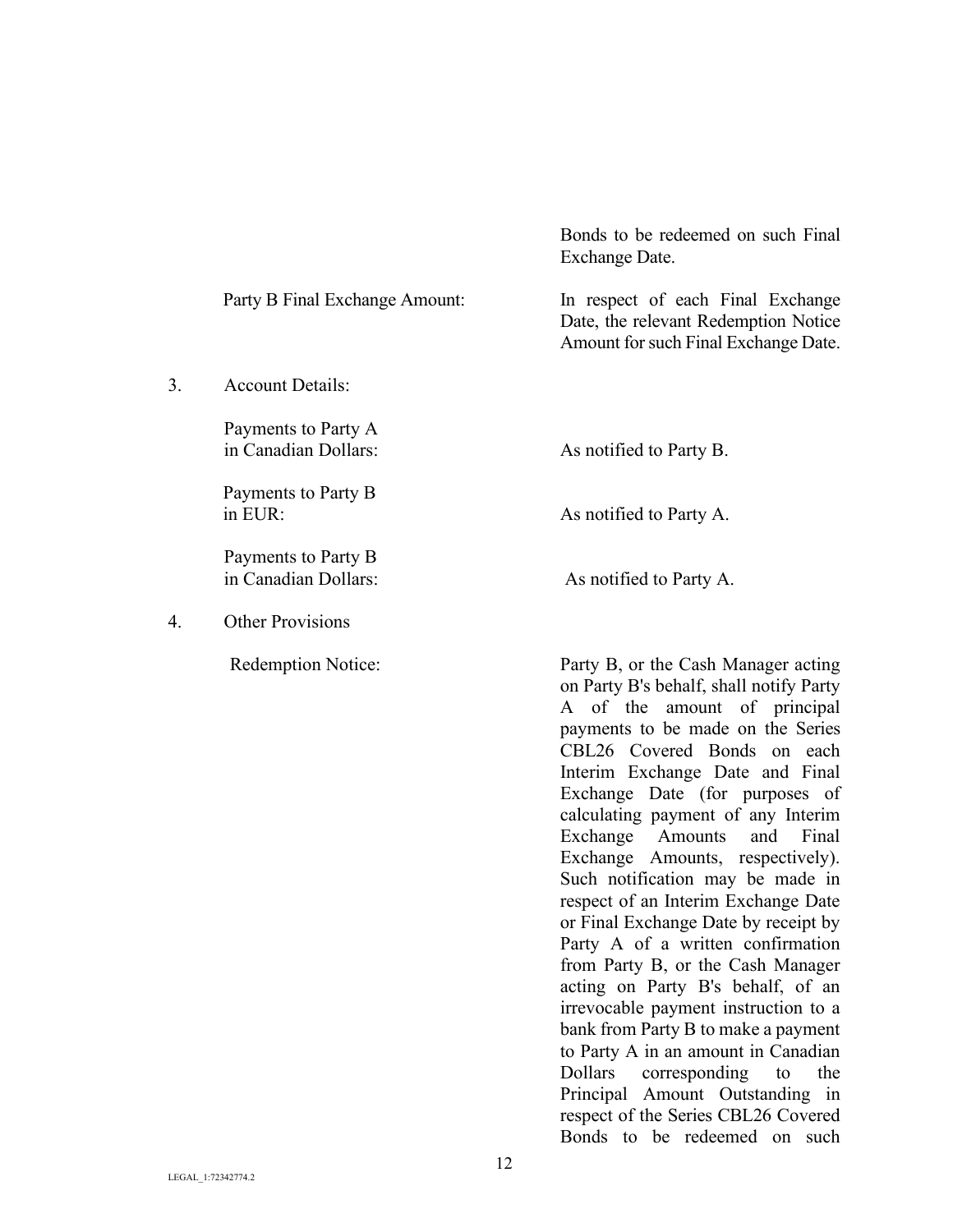Bonds to be redeemed on such Final Exchange Date.

| | |
|---|---|
| Party B Final Exchange Amount: | In respect of each Final Exchange Date, the relevant Redemption Notice Amount for such Final Exchange Date. |

3. Account Details:

| | |
|---|---|
| Payments to Party A in Canadian Dollars: | As notified to Party B. |
| Payments to Party B in EUR: | As notified to Party A. |
| Payments to Party B in Canadian Dollars: | As notified to Party A. |

4. Other Provisions

| | |
|---|---|
| Redemption Notice: | Party B, or the Cash Manager acting on Party B's behalf, shall notify Party A of the amount of principal payments to be made on the Series CBL26 Covered Bonds on each Interim Exchange Date and Final Exchange Date (for purposes of calculating payment of any Interim Exchange Amounts and Final Exchange Amounts, respectively). Such notification may be made in respect of an Interim Exchange Date or Final Exchange Date by receipt by Party A of a written confirmation from Party B, or the Cash Manager acting on Party B's behalf, of an irrevocable payment instruction to a bank from Party B to make a payment to Party A in an amount in Canadian Dollars corresponding to the Principal Amount Outstanding in respect of the Series CBL26 Covered Bonds to be redeemed on such |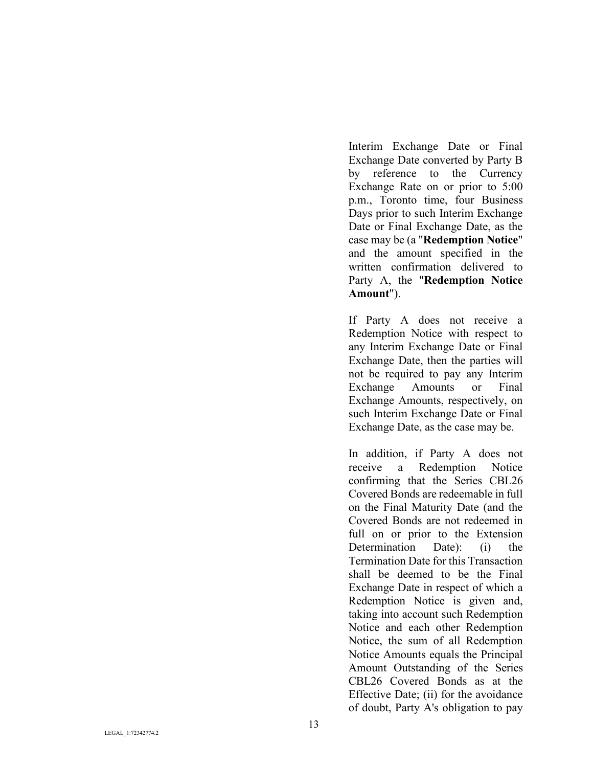Interim Exchange Date or Final Exchange Date converted by Party B by reference to the Currency Exchange Rate on or prior to 5:00 p.m., Toronto time, four Business Days prior to such Interim Exchange Date or Final Exchange Date, as the case may be (a "**Redemption Notice**" and the amount specified in the written confirmation delivered to Party A, the "**Redemption Notice Amount**").

If Party A does not receive a Redemption Notice with respect to any Interim Exchange Date or Final Exchange Date, then the parties will not be required to pay any Interim Exchange Amounts or Final Exchange Amounts, respectively, on such Interim Exchange Date or Final Exchange Date, as the case may be.

In addition, if Party A does not receive a Redemption Notice confirming that the Series CBL26 Covered Bonds are redeemable in full on the Final Maturity Date (and the Covered Bonds are not redeemed in full on or prior to the Extension Determination Date): (i) the Termination Date for this Transaction shall be deemed to be the Final Exchange Date in respect of which a Redemption Notice is given and, taking into account such Redemption Notice and each other Redemption Notice, the sum of all Redemption Notice Amounts equals the Principal Amount Outstanding of the Series CBL26 Covered Bonds as at the Effective Date; (ii) for the avoidance of doubt, Party A's obligation to pay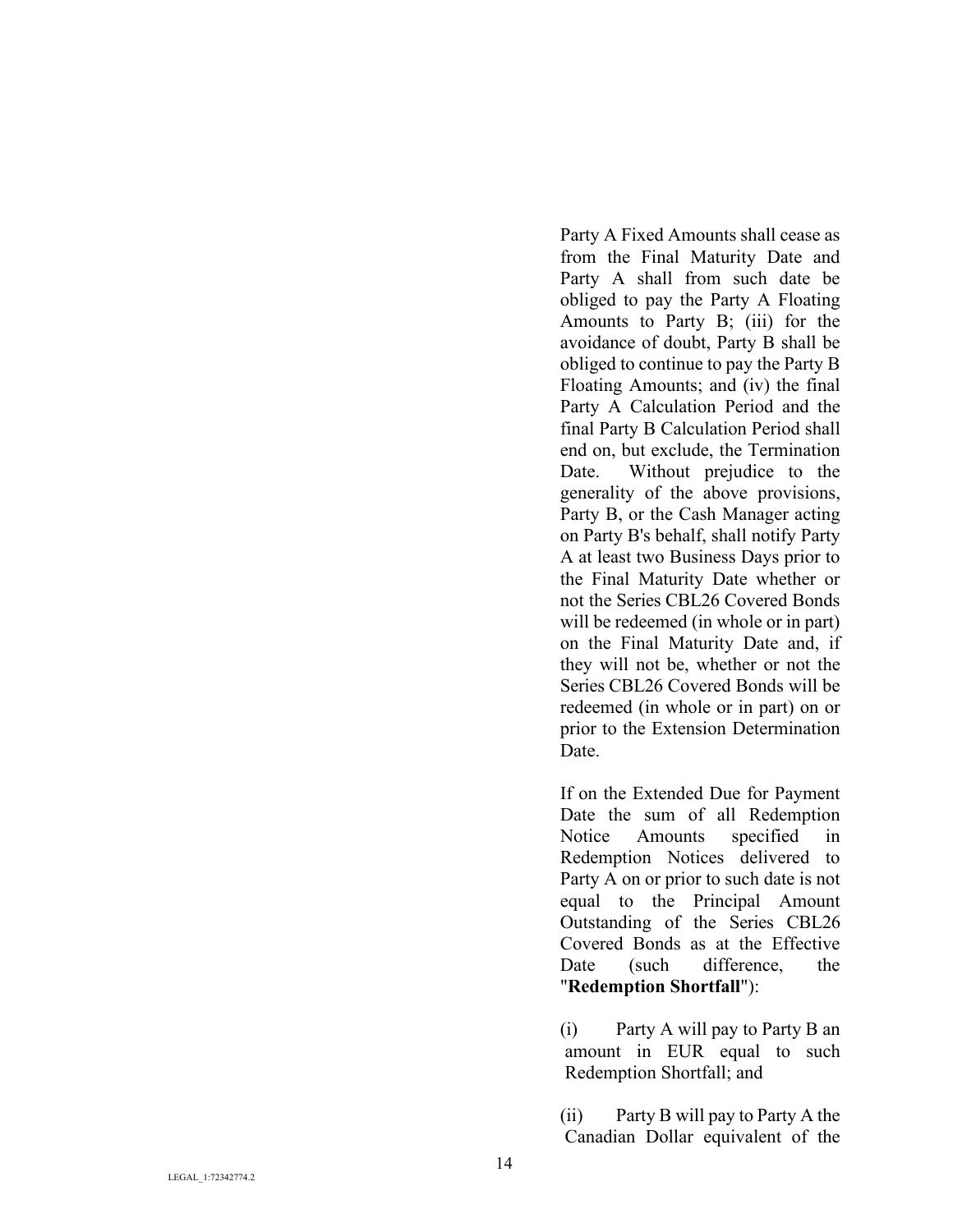Party A Fixed Amounts shall cease as from the Final Maturity Date and Party A shall from such date be obliged to pay the Party A Floating Amounts to Party B; (iii) for the avoidance of doubt, Party B shall be obliged to continue to pay the Party B Floating Amounts; and (iv) the final Party A Calculation Period and the final Party B Calculation Period shall end on, but exclude, the Termination Date. Without prejudice to the generality of the above provisions, Party B, or the Cash Manager acting on Party B's behalf, shall notify Party A at least two Business Days prior to the Final Maturity Date whether or not the Series CBL26 Covered Bonds will be redeemed (in whole or in part) on the Final Maturity Date and, if they will not be, whether or not the Series CBL26 Covered Bonds will be redeemed (in whole or in part) on or prior to the Extension Determination Date.

If on the Extended Due for Payment Date the sum of all Redemption Notice Amounts specified in Redemption Notices delivered to Party A on or prior to such date is not equal to the Principal Amount Outstanding of the Series CBL26 Covered Bonds as at the Effective Date (such difference, the "**Redemption Shortfall**"):

(i) Party A will pay to Party B an amount in EUR equal to such Redemption Shortfall; and

(ii) Party B will pay to Party A the Canadian Dollar equivalent of the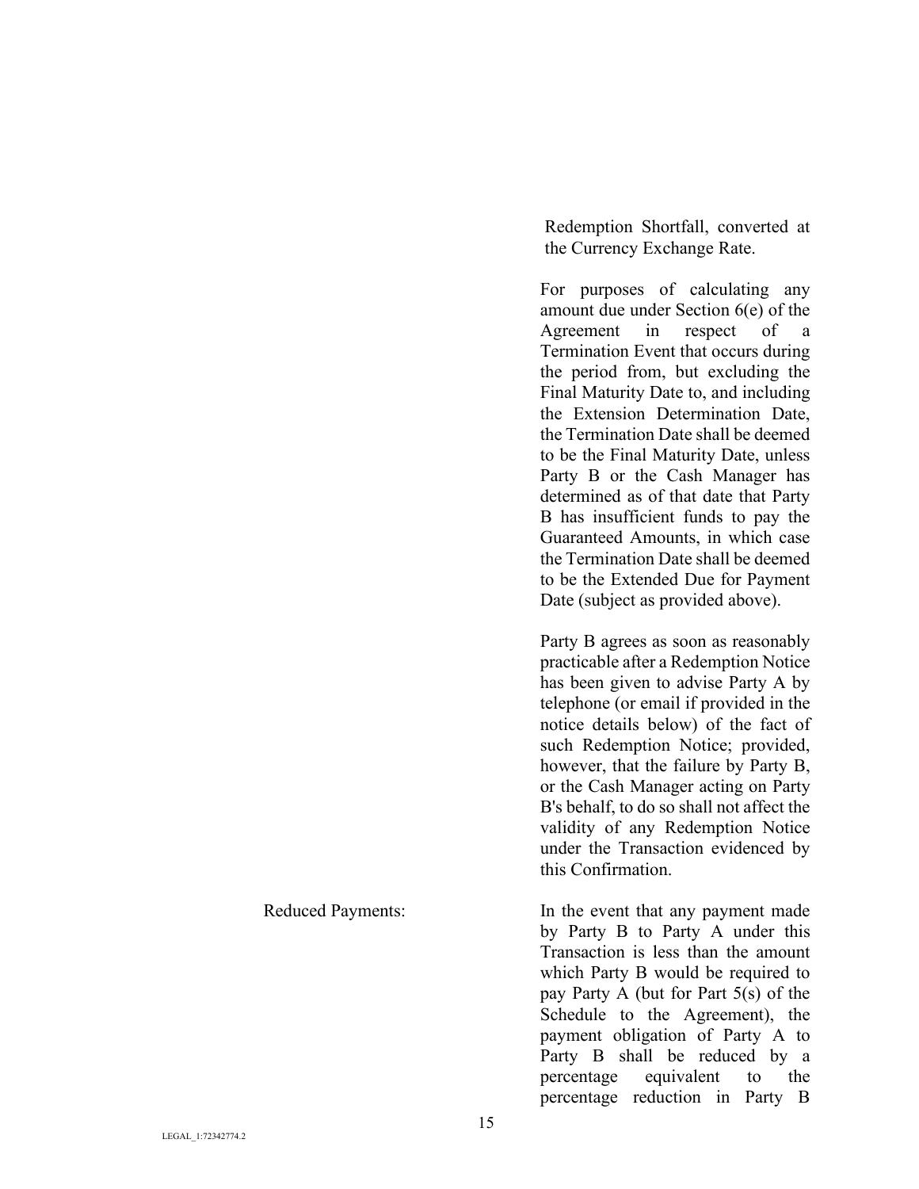Redemption Shortfall, converted at the Currency Exchange Rate.

For purposes of calculating any amount due under Section 6(e) of the Agreement in respect of a Termination Event that occurs during the period from, but excluding the Final Maturity Date to, and including the Extension Determination Date, the Termination Date shall be deemed to be the Final Maturity Date, unless Party B or the Cash Manager has determined as of that date that Party B has insufficient funds to pay the Guaranteed Amounts, in which case the Termination Date shall be deemed to be the Extended Due for Payment Date (subject as provided above).

Party B agrees as soon as reasonably practicable after a Redemption Notice has been given to advise Party A by telephone (or email if provided in the notice details below) of the fact of such Redemption Notice; provided, however, that the failure by Party B, or the Cash Manager acting on Party B's behalf, to do so shall not affect the validity of any Redemption Notice under the Transaction evidenced by this Confirmation.

| | |
|---|---|
| Reduced Payments: | In the event that any payment made by Party B to Party A under this Transaction is less than the amount which Party B would be required to pay Party A (but for Part 5(s) of the Schedule to the Agreement), the payment obligation of Party A to Party B shall be reduced by a percentage equivalent to the percentage reduction in Party B |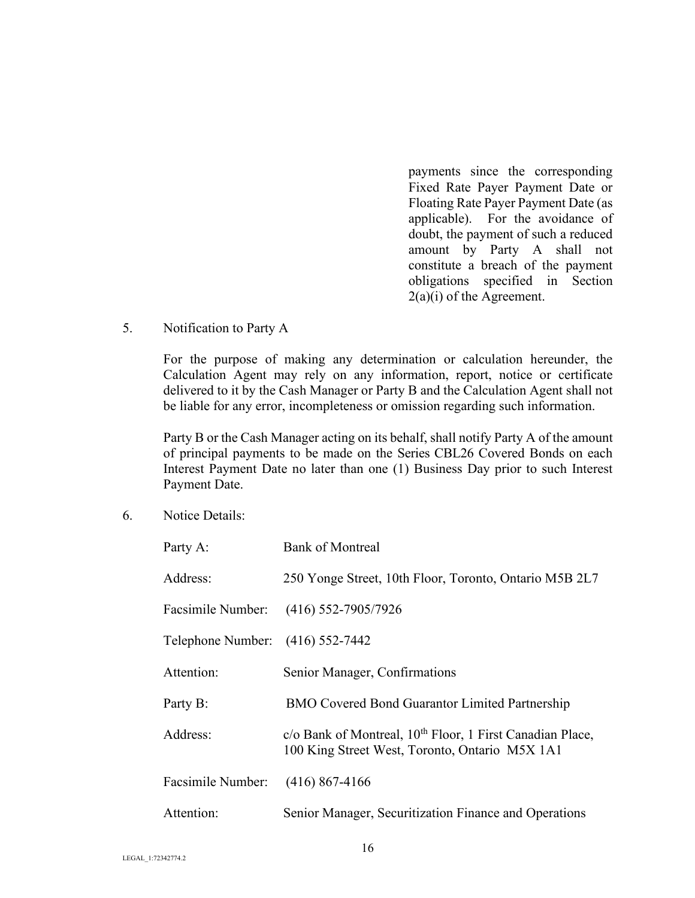payments since the corresponding Fixed Rate Payer Payment Date or Floating Rate Payer Payment Date (as applicable). For the avoidance of doubt, the payment of such a reduced amount by Party A shall not constitute a breach of the payment obligations specified in Section 2(a)(i) of the Agreement.

5. Notification to Party A

For the purpose of making any determination or calculation hereunder, the Calculation Agent may rely on any information, report, notice or certificate delivered to it by the Cash Manager or Party B and the Calculation Agent shall not be liable for any error, incompleteness or omission regarding such information.

Party B or the Cash Manager acting on its behalf, shall notify Party A of the amount of principal payments to be made on the Series CBL26 Covered Bonds on each Interest Payment Date no later than one (1) Business Day prior to such Interest Payment Date.

6. Notice Details:

| | |
|---|---|
| Party A: | Bank of Montreal |
| Address: | 250 Yonge Street, 10th Floor, Toronto, Ontario M5B 2L7 |
| Facsimile Number: | (416) 552-7905/7926 |
| Telephone Number: | (416) 552-7442 |
| Attention: | Senior Manager, Confirmations |
| Party B: | BMO Covered Bond Guarantor Limited Partnership |
| Address: | c/o Bank of Montreal, 10th Floor, 1 First Canadian Place, 100 King Street West, Toronto, Ontario M5X 1A1 |
| Facsimile Number: | (416) 867-4166 |
| Attention: | Senior Manager, Securitization Finance and Operations |

LEGAL_1:72342774.2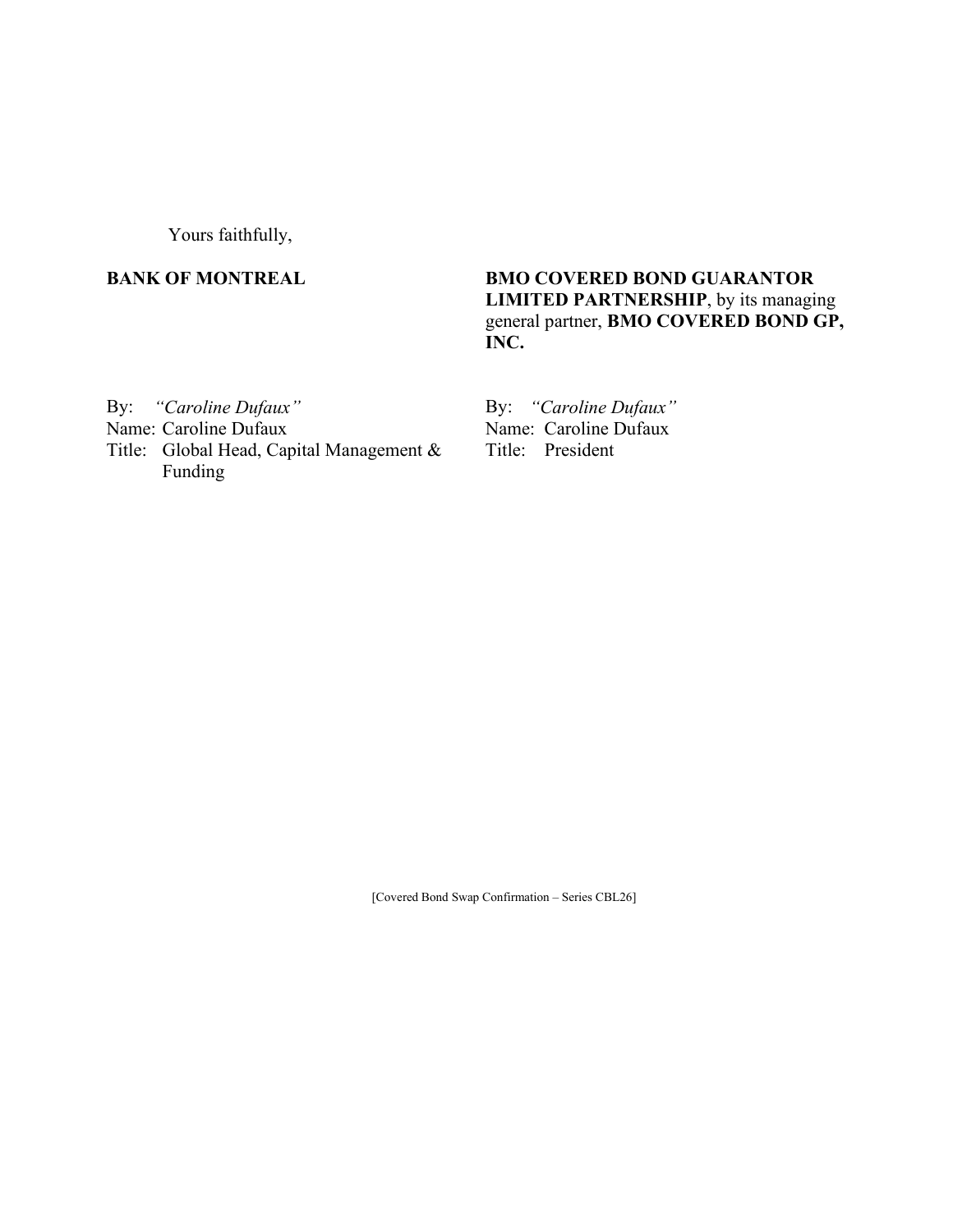Yours faithfully,

**BANK OF MONTREAL**

By: *"Caroline Dufaux"*
Name: Caroline Dufaux
Title: Global Head, Capital Management & Funding

**BMO COVERED BOND GUARANTOR LIMITED PARTNERSHIP**, by its managing general partner, **BMO COVERED BOND GP, INC.**

By: *"Caroline Dufaux"*
Name: Caroline Dufaux
Title: President

[Covered Bond Swap Confirmation – Series CBL26]